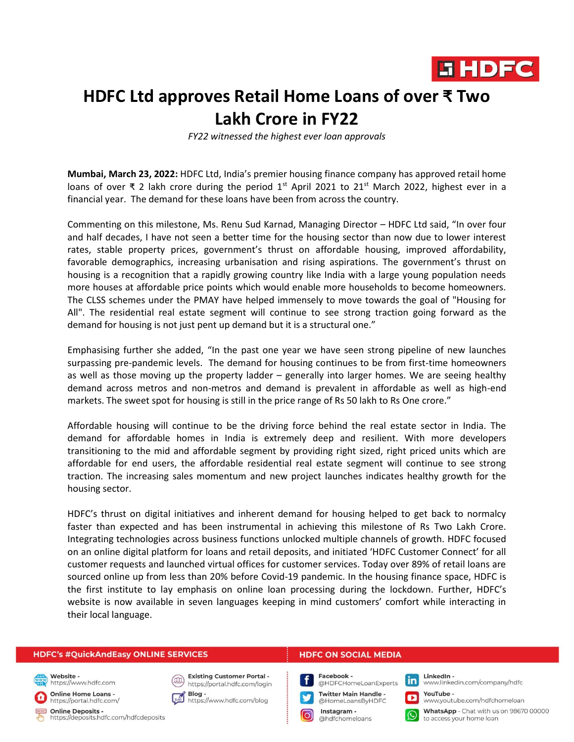# HDFC Ltd approves Retail Home Loans of over ₹ Two Lakh Crore in FY22

*FY22 witnessed the highest ever loan approvals*

**Mumbai, March 23, 2022:** HDFC Ltd, India's premier housing finance company has approved retail home loans of over ₹ 2 lakh crore during the period 1st April 2021 to 21st March 2022, highest ever in a financial year. The demand for these loans have been from across the country.

Commenting on this milestone, Ms. Renu Sud Karnad, Managing Director – HDFC Ltd said, "In over four and half decades, I have not seen a better time for the housing sector than now due to lower interest rates, stable property prices, government's thrust on affordable housing, improved affordability, favorable demographics, increasing urbanisation and rising aspirations. The government's thrust on housing is a recognition that a rapidly growing country like India with a large young population needs more houses at affordable price points which would enable more households to become homeowners. The CLSS schemes under the PMAY have helped immensely to move towards the goal of "Housing for All". The residential real estate segment will continue to see strong traction going forward as the demand for housing is not just pent up demand but it is a structural one."

Emphasising further she added, "In the past one year we have seen strong pipeline of new launches surpassing pre-pandemic levels. The demand for housing continues to be from first-time homeowners as well as those moving up the property ladder – generally into larger homes. We are seeing healthy demand across metros and non-metros and demand is prevalent in affordable as well as high-end markets. The sweet spot for housing is still in the price range of Rs 50 lakh to Rs One crore."

Affordable housing will continue to be the driving force behind the real estate sector in India. The demand for affordable homes in India is extremely deep and resilient. With more developers transitioning to the mid and affordable segment by providing right sized, right priced units which are affordable for end users, the affordable residential real estate segment will continue to see strong traction. The increasing sales momentum and new project launches indicates healthy growth for the housing sector.

HDFC's thrust on digital initiatives and inherent demand for housing helped to get back to normalcy faster than expected and has been instrumental in achieving this milestone of Rs Two Lakh Crore. Integrating technologies across business functions unlocked multiple channels of growth. HDFC focused on an online digital platform for loans and retail deposits, and initiated 'HDFC Customer Connect' for all customer requests and launched virtual offices for customer services. Today over 89% of retail loans are sourced online up from less than 20% before Covid-19 pandemic. In the housing finance space, HDFC is the first institute to lay emphasis on online loan processing during the lockdown. Further, HDFC's website is now available in seven languages keeping in mind customers' comfort while interacting in their local language.

**HDFC's #QuickAndEasy ONLINE SERVICES**

- **Website** - https://www.hdfc.com
- **Online Home Loans** - https://portal.hdfc.com/
- **Online Deposits** - https://deposits.hdfc.com/hdfcdeposits
- **Existing Customer Portal** - https://portal.hdfc.com/login
- **Blog** - https://www.hdfc.com/blog

**HDFC ON SOCIAL MEDIA**

- **Facebook** - @HDFCHomeLoanExperts
- **Twitter Main Handle** - @HomeLoansByHDFC
- **Instagram** - @hdfchomeloans
- **LinkedIn** - www.linkedin.com/company/hdfc
- **YouTube** - www.youtube.com/hdfchomeloan
- **WhatsApp** - Chat with us on 98670 00000 to access your home loan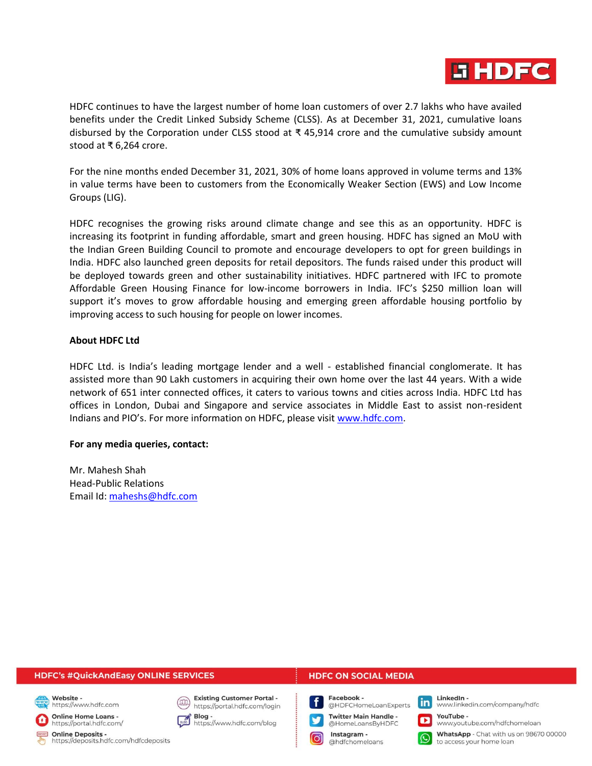HDFC continues to have the largest number of home loan customers of over 2.7 lakhs who have availed benefits under the Credit Linked Subsidy Scheme (CLSS). As at December 31, 2021, cumulative loans disbursed by the Corporation under CLSS stood at ₹ 45,914 crore and the cumulative subsidy amount stood at ₹ 6,264 crore.

For the nine months ended December 31, 2021, 30% of home loans approved in volume terms and 13% in value terms have been to customers from the Economically Weaker Section (EWS) and Low Income Groups (LIG).

HDFC recognises the growing risks around climate change and see this as an opportunity. HDFC is increasing its footprint in funding affordable, smart and green housing. HDFC has signed an MoU with the Indian Green Building Council to promote and encourage developers to opt for green buildings in India. HDFC also launched green deposits for retail depositors. The funds raised under this product will be deployed towards green and other sustainability initiatives. HDFC partnered with IFC to promote Affordable Green Housing Finance for low-income borrowers in India. IFC's $250 million loan will support it's moves to grow affordable housing and emerging green affordable housing portfolio by improving access to such housing for people on lower incomes.

**About HDFC Ltd**

HDFC Ltd. is India's leading mortgage lender and a well - established financial conglomerate. It has assisted more than 90 Lakh customers in acquiring their own home over the last 44 years. With a wide network of 651 inter connected offices, it caters to various towns and cities across India. HDFC Ltd has offices in London, Dubai and Singapore and service associates in Middle East to assist non-resident Indians and PIO's. For more information on HDFC, please visit www.hdfc.com.

**For any media queries, contact:**

Mr. Mahesh Shah
Head-Public Relations
Email Id: maheshs@hdfc.com

**HDFC's #QuickAndEasy ONLINE SERVICES**

Website - https://www.hdfc.com
Online Home Loans - https://portal.hdfc.com/
Online Deposits - https://deposits.hdfc.com/hdfcdeposits
Existing Customer Portal - https://portal.hdfc.com/login
Blog - https://www.hdfc.com/blog

**HDFC ON SOCIAL MEDIA**

Facebook - @HDFCHomeLoanExperts
Twitter Main Handle - @HomeLoansByHDFC
Instagram - @hdfchomeloans
LinkedIn - www.linkedin.com/company/hdfc
YouTube - www.youtube.com/hdfchomeloan
WhatsApp - Chat with us on 98670 00000 to access your home loan